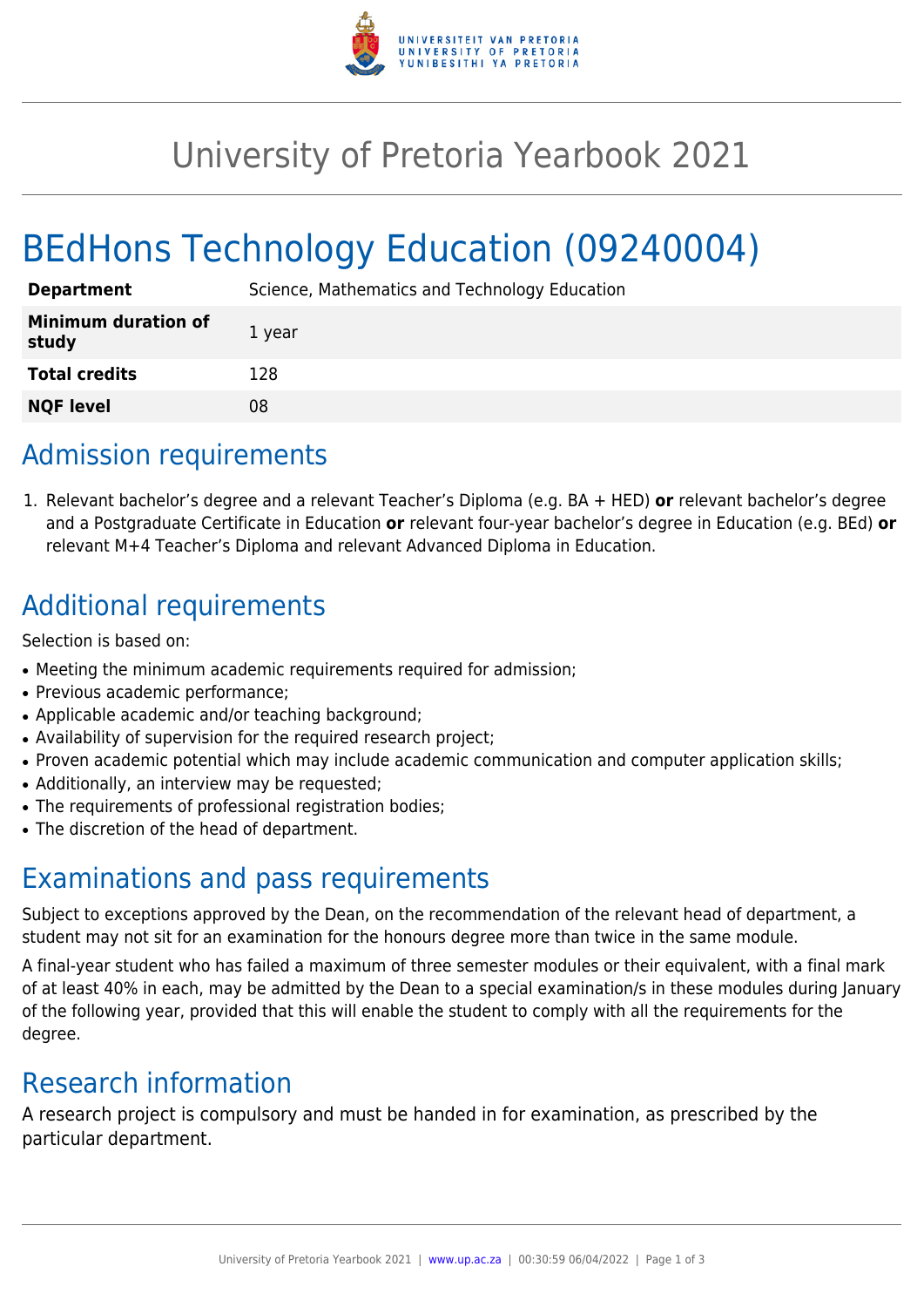# University of Pretoria Yearbook 2021

# BEdHons Technology Education (09240004)

| | |
|---|---|
| **Department** | Science, Mathematics and Technology Education |
| **Minimum duration of study** | 1 year |
| **Total credits** | 128 |
| **NQF level** | 08 |

## Admission requirements

1. Relevant bachelor's degree and a relevant Teacher's Diploma (e.g. BA + HED) **or** relevant bachelor's degree and a Postgraduate Certificate in Education **or** relevant four-year bachelor's degree in Education (e.g. BEd) **or** relevant M+4 Teacher's Diploma and relevant Advanced Diploma in Education.

## Additional requirements

Selection is based on:

- Meeting the minimum academic requirements required for admission;
- Previous academic performance;
- Applicable academic and/or teaching background;
- Availability of supervision for the required research project;
- Proven academic potential which may include academic communication and computer application skills;
- Additionally, an interview may be requested;
- The requirements of professional registration bodies;
- The discretion of the head of department.

## Examinations and pass requirements

Subject to exceptions approved by the Dean, on the recommendation of the relevant head of department, a student may not sit for an examination for the honours degree more than twice in the same module.

A final-year student who has failed a maximum of three semester modules or their equivalent, with a final mark of at least 40% in each, may be admitted by the Dean to a special examination/s in these modules during January of the following year, provided that this will enable the student to comply with all the requirements for the degree.

## Research information

A research project is compulsory and must be handed in for examination, as prescribed by the particular department.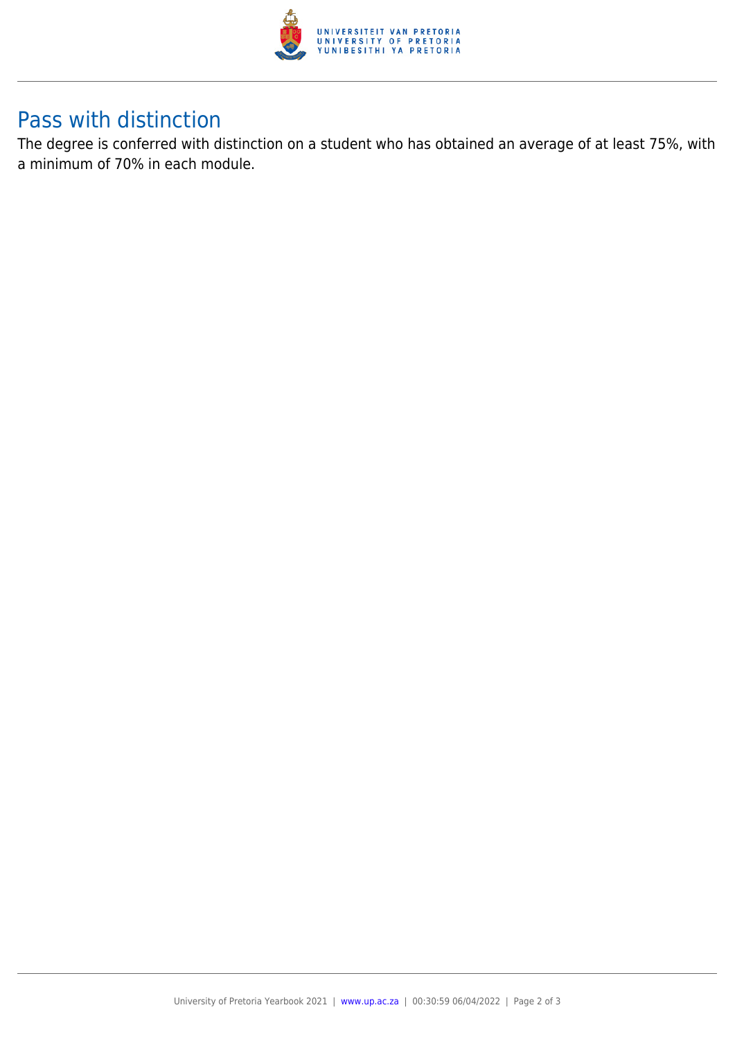## Pass with distinction

The degree is conferred with distinction on a student who has obtained an average of at least 75%, with a minimum of 70% in each module.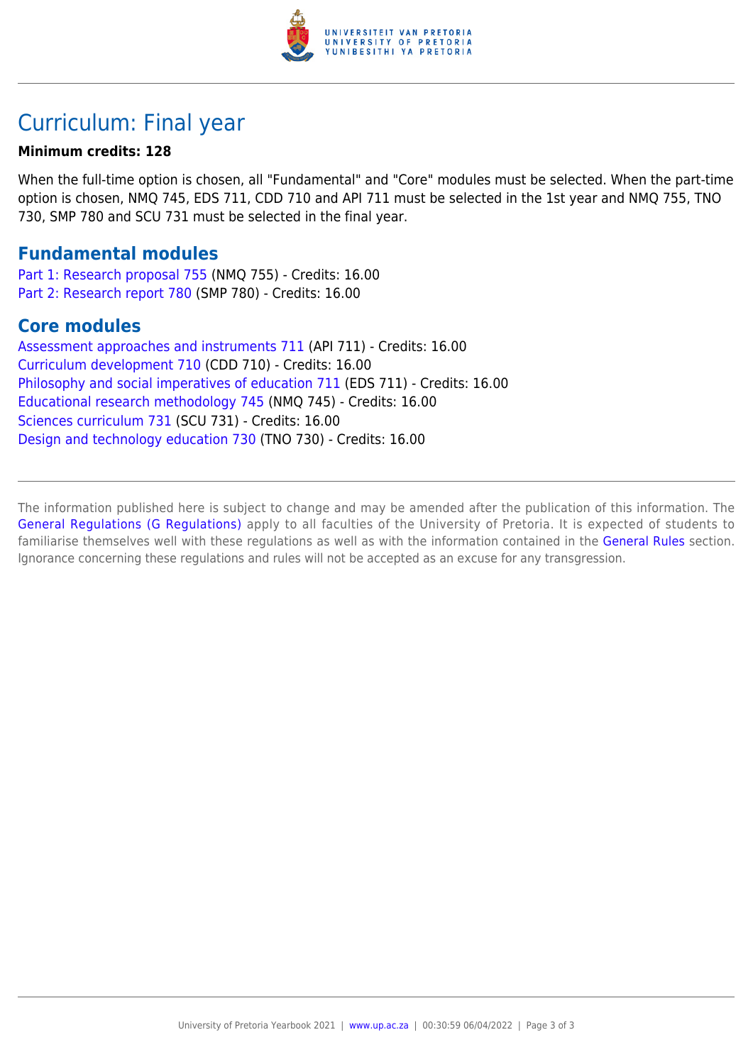# Curriculum: Final year

**Minimum credits: 128**

When the full-time option is chosen, all "Fundamental" and "Core" modules must be selected. When the part-time option is chosen, NMQ 745, EDS 711, CDD 710 and API 711 must be selected in the 1st year and NMQ 755, TNO 730, SMP 780 and SCU 731 must be selected in the final year.

## Fundamental modules

Part 1: Research proposal 755 (NMQ 755) - Credits: 16.00
Part 2: Research report 780 (SMP 780) - Credits: 16.00

## Core modules

Assessment approaches and instruments 711 (API 711) - Credits: 16.00
Curriculum development 710 (CDD 710) - Credits: 16.00
Philosophy and social imperatives of education 711 (EDS 711) - Credits: 16.00
Educational research methodology 745 (NMQ 745) - Credits: 16.00
Sciences curriculum 731 (SCU 731) - Credits: 16.00
Design and technology education 730 (TNO 730) - Credits: 16.00

The information published here is subject to change and may be amended after the publication of this information. The General Regulations (G Regulations) apply to all faculties of the University of Pretoria. It is expected of students to familiarise themselves well with these regulations as well as with the information contained in the General Rules section. Ignorance concerning these regulations and rules will not be accepted as an excuse for any transgression.